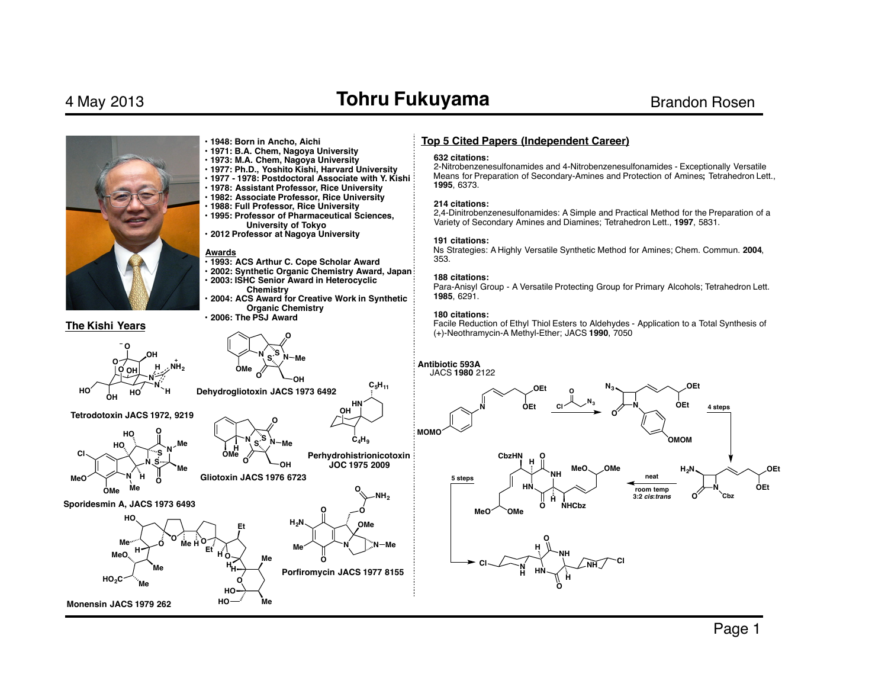4 May 2013

# Tohru Fukuyama

Brandon Rosen

- 1948: Born in Ancho, Aichi
- 1971: B.A. Chem, Nagoya University
- 1973: M.A. Chem, Nagoya University
- 1977: Ph.D., Yoshito Kishi, Harvard University
- 1977 - 1978: Postdoctoral Associate with Y. Kishi
- 1978: Assistant Professor, Rice University
- 1982: Associate Professor, Rice University
- 1988: Full Professor, Rice University
- 1995: Professor of Pharmaceutical Sciences, University of Tokyo
- 2012 Professor at Nagoya University

**Awards**

- 1993: ACS Arthur C. Cope Scholar Award
- 2002: Synthetic Organic Chemistry Award, Japan
- 2003: ISHC Senior Award in Heterocyclic Chemistry
- 2004: ACS Award for Creative Work in Synthetic Organic Chemistry
- 2006: The PSJ Award

## The Kishi Years

Tetrodotoxin JACS 1972, 9219

Dehydrogliotoxin JACS 1973 6492

Sporidesmin A, JACS 1973 6493

Gliotoxin JACS 1976 6723

Perhydrohistrionicotoxin JOC 1975 2009

Monensin JACS 1979 262

Porfiromycin JACS 1977 8155

## Top 5 Cited Papers (Independent Career)

**632 citations:**
2-Nitrobenzenesulfonamides and 4-Nitrobenzenesulfonamides - Exceptionally Versatile Means for Preparation of Secondary-Amines and Protection of Amines; Tetrahedron Lett., **1995**, 6373.

**214 citations:**
2,4-Dinitrobenzenesulfonamides: A Simple and Practical Method for the Preparation of a Variety of Secondary Amines and Diamines; Tetrahedron Lett., **1997**, 5831.

**191 citations:**
Ns Strategies: A Highly Versatile Synthetic Method for Amines; Chem. Commun. **2004**, 353.

**188 citations:**
Para-Anisyl Group - A Versatile Protecting Group for Primary Alcohols; Tetrahedron Lett. **1985**, 6291.

**180 citations:**
Facile Reduction of Ethyl Thiol Esters to Aldehydes - Application to a Total Synthesis of (+)-Neothramycin-A Methyl-Ether; JACS **1990**, 7050

**Antibiotic 593A**
JACS **1980** 2122

4 steps

neat
room temp
3:2 *cis*:*trans*

5 steps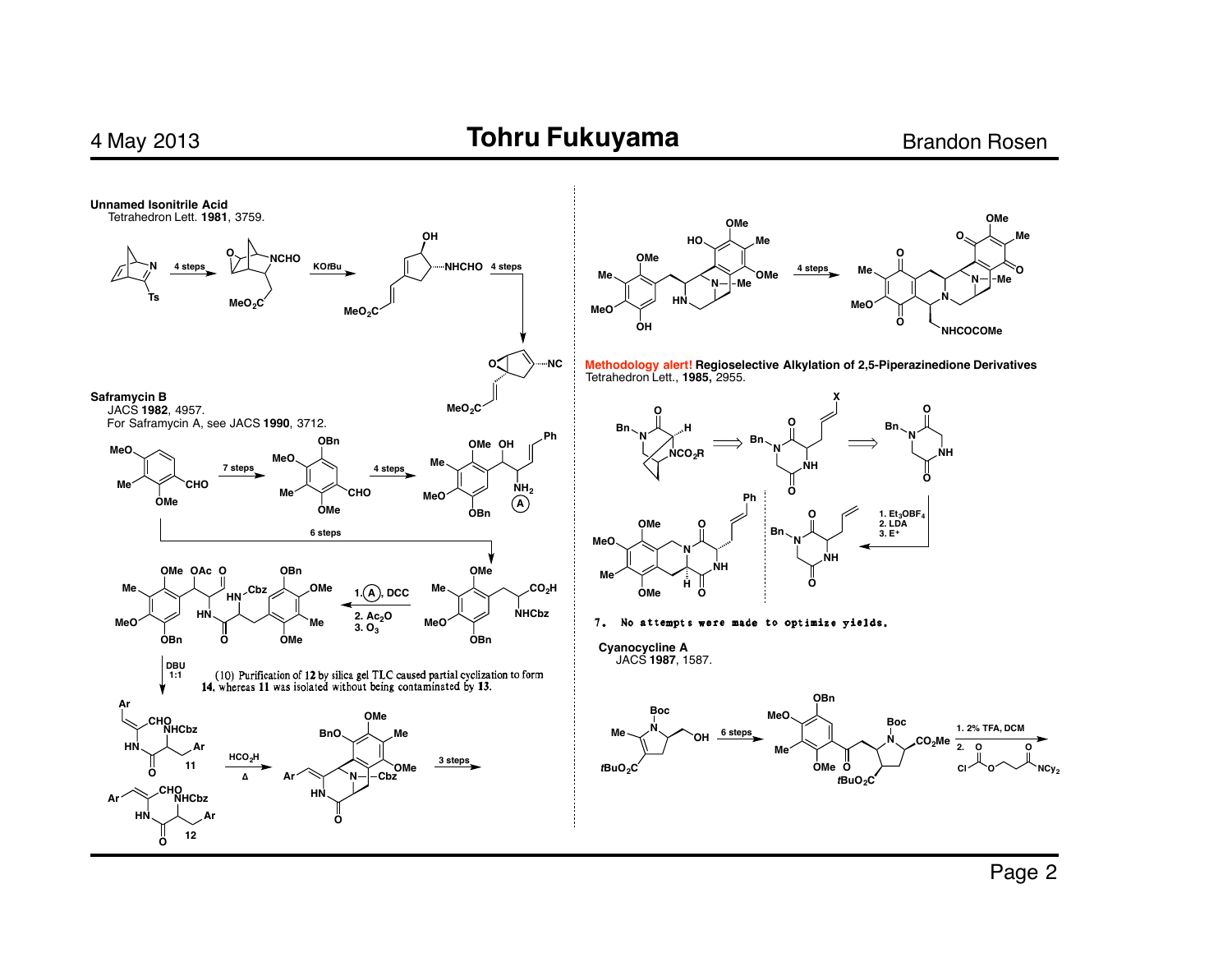**Unnamed Isonitrile Acid**
Tetrahedron Lett. **1981**, 3759.

4 steps

KO*t*Bu

4 steps

**Saframycin B**
JACS **1982**, 4957.
For Saframycin A, see JACS **1990**, 3712.

7 steps

4 steps

6 steps

1. (A), DCC
2. $Ac_2O$
3. $O_3$

DBU
1:1

(10) Purification of **12** by silica gel TLC caused partial cyclization to form **14**, whereas **11** was isolated without being contaminated by **13**.

$HCO_2H$
Δ

3 steps

4 steps

**Methodology alert!** **Regioselective Alkylation of 2,5-Piperazinedione Derivatives**
Tetrahedron Lett., **1985,** 2955.

1. $Et_3OBF_4$
2. LDA
3. $E^+$

7. No attempts were made to optimize yields.

**Cyanocycline A**
JACS **1987**, 1587.

6 steps

1. 2% TFA, DCM
2.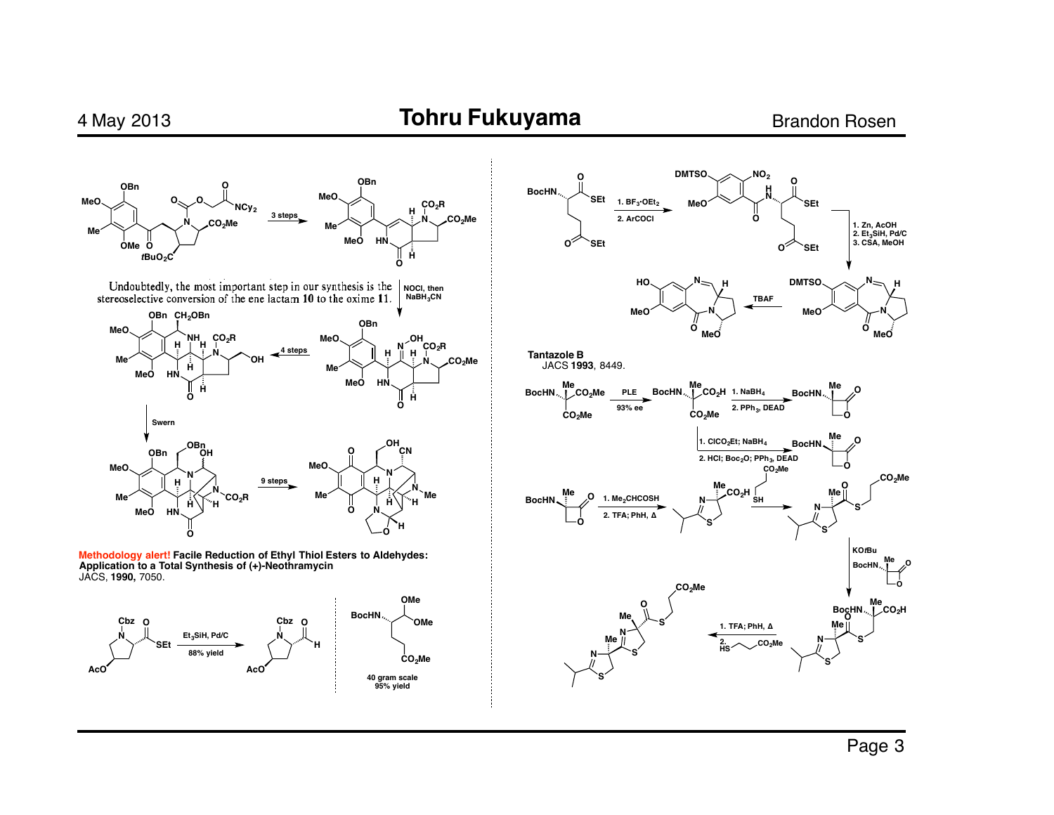Undoubtedly, the most important step in our synthesis is the stereoselective conversion of the ene lactam **10** to the oxime **11**.

3 steps

NOCl, then $NaBH_3CN$

4 steps

Swern

9 steps

**Methodology alert! Facile Reduction of Ethyl Thiol Esters to Aldehydes: Application to a Total Synthesis of (+)-Neothramycin**
JACS, **1990**, 7050.

$Et_3SiH$, Pd/C
88% yield

40 gram scale
95% yield

1. $BF_3 \cdot OEt_2$
2. ArCOCl

1. Zn, AcOH
2. $Et_3SiH$, Pd/C
3. CSA, MeOH

TBAF

**Tantazole B**
JACS **1993**, 8449.

PLE
93% ee

1. $NaBH_4$
2. $PPh_3$, DEAD

1. $ClCO_2Et$; $NaBH_4$
2. HCl; $Boc_2O$; $PPh_3$, DEAD

1. $Me_2CHCOSH$
2. TFA; PhH, Δ

KOtBu

1. TFA; PhH, Δ
2. $HSCH_2CH_2CO_2Me$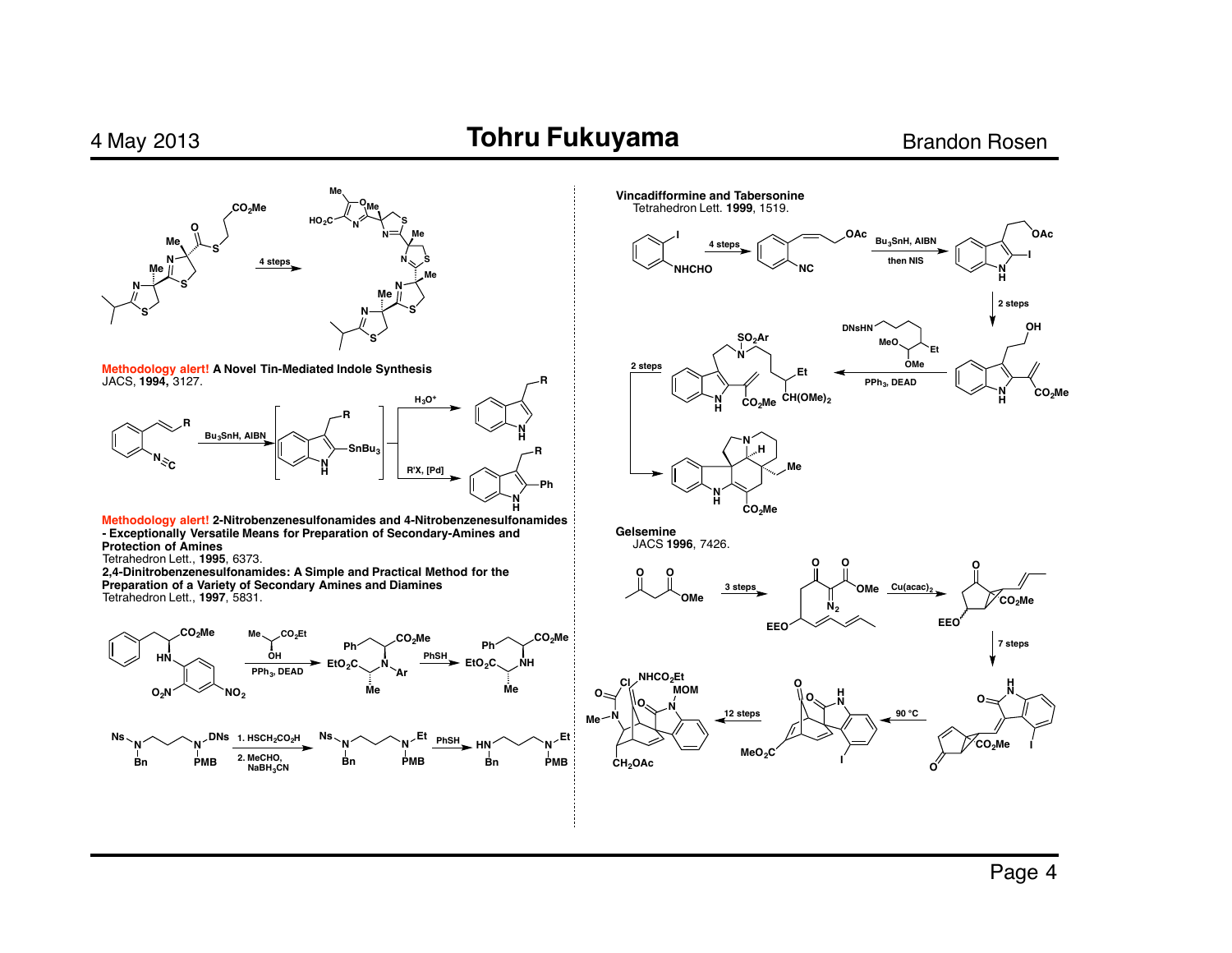**Methodology alert!** **A Novel Tin-Mediated Indole Synthesis**
JACS, **1994,** 3127.

**Methodology alert!** **2-Nitrobenzenesulfonamides and 4-Nitrobenzenesulfonamides - Exceptionally Versatile Means for Preparation of Secondary-Amines and Protection of Amines**
Tetrahedron Lett., **1995**, 6373.
**2,4-Dinitrobenzenesulfonamides: A Simple and Practical Method for the Preparation of a Variety of Secondary Amines and Diamines**
Tetrahedron Lett., **1997**, 5831.

**Vincadifformine and Tabersonine**
Tetrahedron Lett. **1999**, 1519.

**Gelsemine**
JACS **1996**, 7426.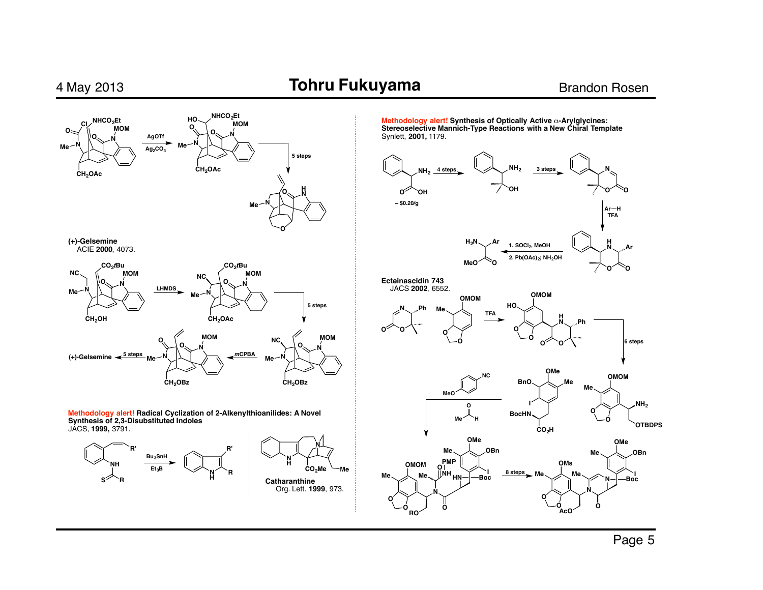**(+)-Gelsemine**
ACIE **2000**, 4073.

AgOTf
$Ag_2CO_3$

5 steps

LHMDS

5 steps

*m*CPBA

(+)-Gelsemine ← 5 steps

**Methodology alert! Radical Cyclization of 2-Alkenylthioanilides: A Novel Synthesis of 2,3-Disubstituted Indoles**
JACS, **1999,** 3791.

$Bu_3SnH$
$Et_3B$

**Catharanthine**
Org. Lett. **1999**, 973.

**Methodology alert! Synthesis of Optically Active $\alpha$-Arylglycines: Stereoselective Mannich-Type Reactions with a New Chiral Template**
Synlett, **2001,** 1179.

~ $0.20/g

4 steps

3 steps

Ar—H
TFA

1. $SOCl_2$, MeOH
2. $Pb(OAc)_2$; $NH_2OH$

**Ecteinascidin 743**
JACS **2002**, 6552.

TFA

6 steps

8 steps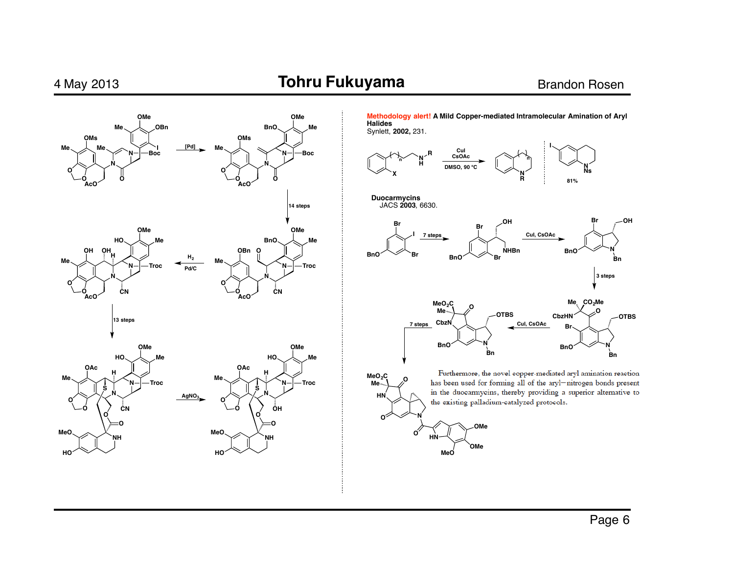**Methodology alert!** **A Mild Copper-mediated Intramolecular Amination of Aryl Halides**

Synlett, **2002**, 231.

CuI
CsOAc
DMSO, 90 °C

81%

**Duocarmycins**

JACS **2003**, 6630.

7 steps

CuI, CsOAc

3 steps

CuI, CsOAc

7 steps

Furthermore, the novel copper-mediated aryl amination reaction has been used for forming all of the aryl−nitrogen bonds present in the duocarmycins, thereby providing a superior alternative to the existing palladium-catalyzed protocols.

[Pd]

14 steps

$H_2$
Pd/C

13 steps

$AgNO_3$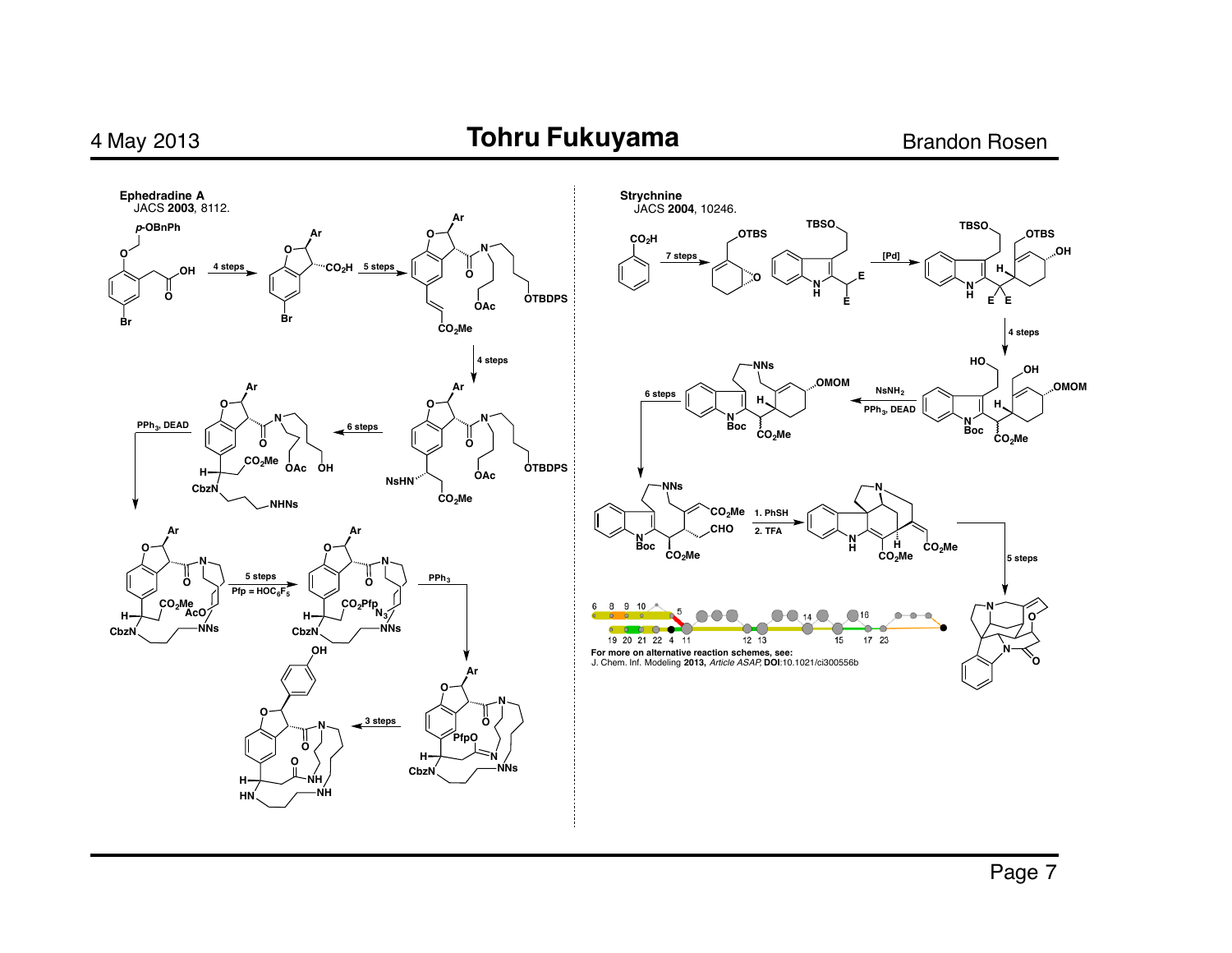# Tohru Fukuyama

## Ephedradine A

JACS **2003**, 8112.

*p*-OBnPh

OH

O

Br

4 steps

Ar

$CO_2H$

5 steps

OTBDPS

OAc

$CO_2Me$

4 steps

NsHN

6 steps

$CO_2Me$

OH

CbzN

NHNs

$PPh_3$, DEAD

AcO

NNs

5 steps

Pfp = $HOC_6F_5$

$CO_2Pfp$

$N_3$

$PPh_3$

PfpO

3 steps

NH

HN

## Strychnine

JACS **2004**, 10246.

$CO_2H$

7 steps

OTBS

TBSO

E

[Pd]

OH

4 steps

OMOM

Boc

NsNH₂

$PPh_3$, DEAD

NNs

6 steps

$CO_2Me$

CHO

1. PhSH

2. TFA

5 steps

6 8 9 10 5 14 16

19 20 21 22 4 11 12 13 15 17 23

For more on alternative reaction schemes, see:

J. Chem. Inf. Modeling **2013,** *Article ASAP,* **DOI:**10.1021/ci300556b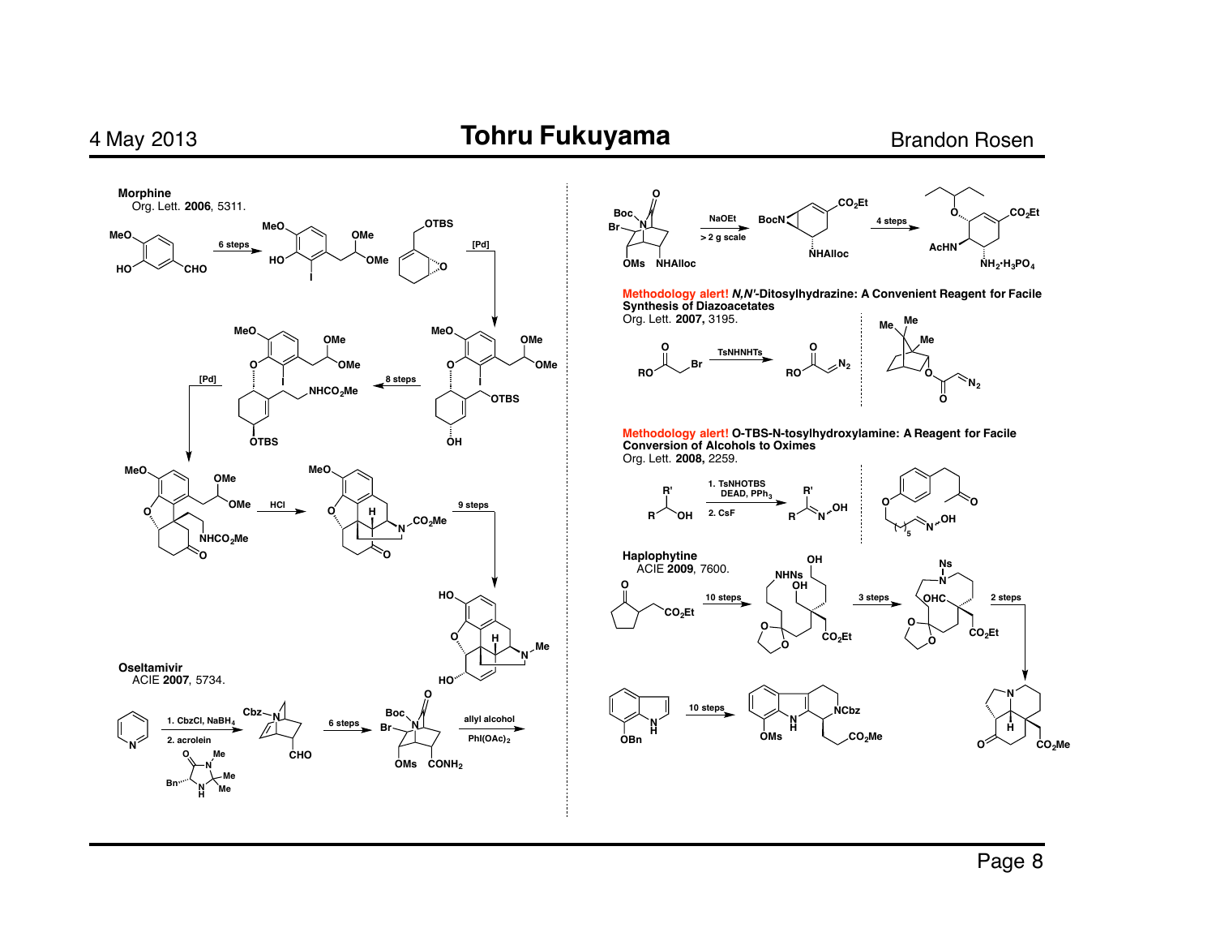## Morphine

Org. Lett. **2006**, 5311.

6 steps

[Pd]

8 steps

[Pd]

HCl

9 steps

## Oseltamivir

ACIE **2007**, 5734.

1. CbzCl, $NaBH_4$
2. acrolein

6 steps

allyl alcohol
$PhI(OAc)_2$

NaOEt
> 2 g scale

4 steps

**Methodology alert!** ***N,N'*-Ditosylhydrazine: A Convenient Reagent for Facile Synthesis of Diazoacetates**

Org. Lett. **2007**, 3195.

TsNHNHTs

**Methodology alert!** **O-TBS-N-tosylhydroxylamine: A Reagent for Facile Conversion of Alcohols to Oximes**

Org. Lett. **2008**, 2259.

1. TsNHOTBS
DEAD, $PPh_3$
2. CsF

## Haplophytine

ACIE **2009**, 7600.

10 steps

3 steps

2 steps

10 steps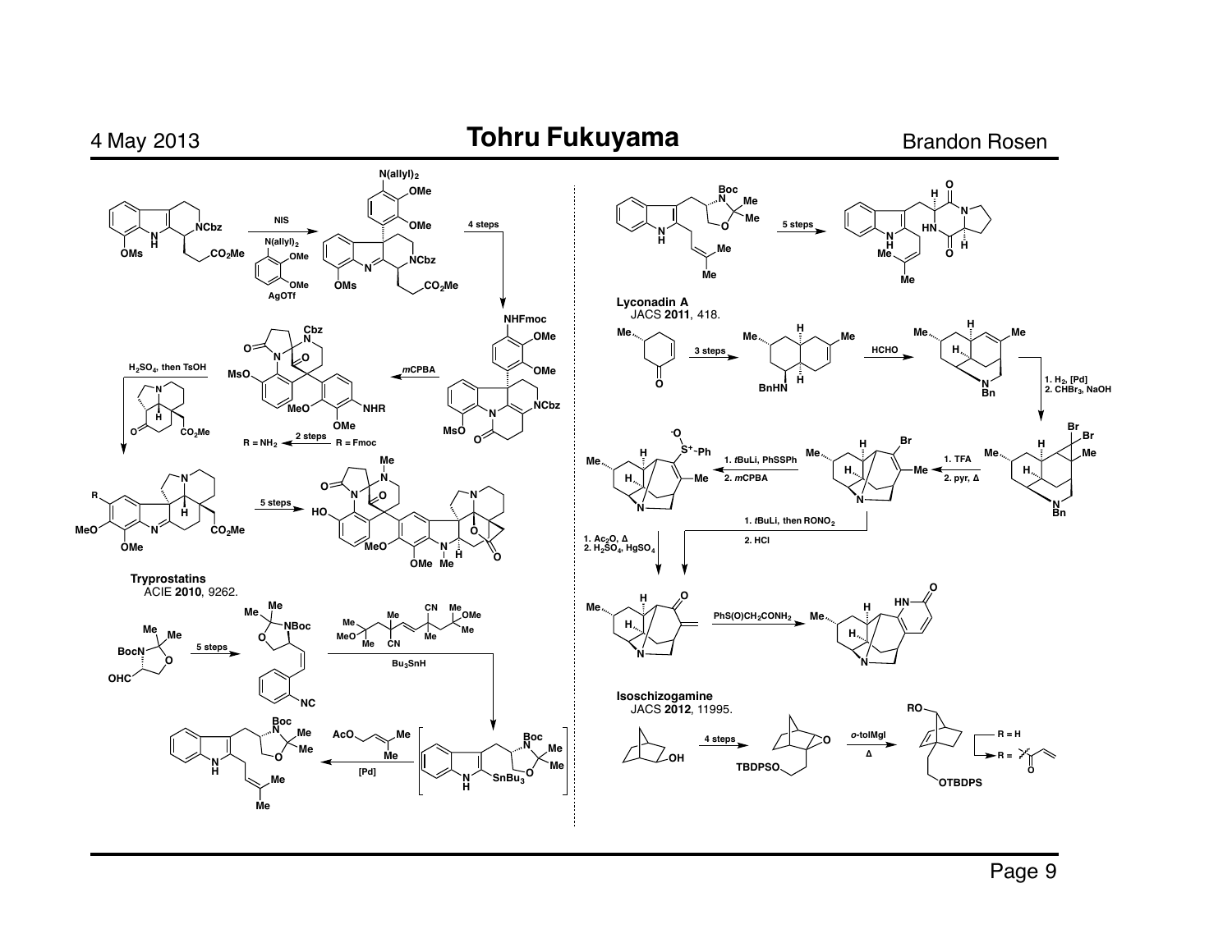**Tryprostatins**
ACIE **2010**, 9262.

NIS, $N(allyl)_2$ aniline, AgOTf

4 steps

*m*CPBA

2 steps: R = Fmoc → R = $NH_2$

$H_2SO_4$, then TsOH

5 steps

5 steps

$Bu_3SnH$

AcO(prenyl), [Pd]

**Lyconadin A**
JACS **2011**, 418.

3 steps

HCHO

1. $H_2$, [Pd]
2. $CHBr_3$, NaOH

1. TFA
2. pyr, Δ

1. *t*BuLi, PhSSPh
2. *m*CPBA

1. *t*BuLi, then $RONO_2$
2. HCl

1. $Ac_2O$, Δ
2. $H_2SO_4$, $HgSO_4$

$PhS(O)CH_2CONH_2$

**Isoschizogamine**
JACS **2012**, 11995.

4 steps

*o*-tolMgI, Δ

R = H → R = acryloyl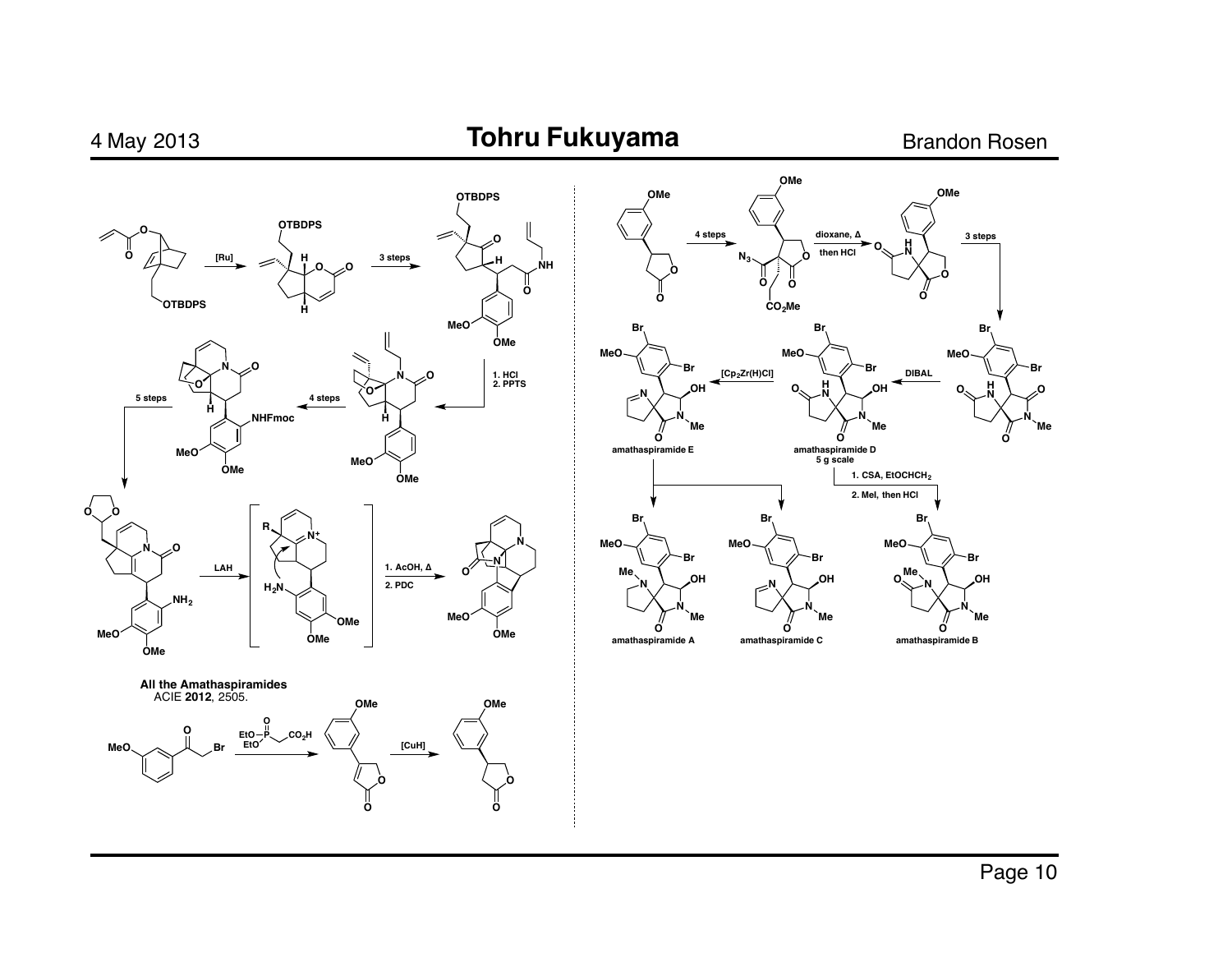# Tohru Fukuyama

[Ru]

OTBDPS

OTBDPS

3 steps

1. HCl
2. PPTS

4 steps

NHFmoc

5 steps

LAH

1. AcOH, Δ
2. PDC

**All the Amathaspiramides**
ACIE **2012**, 2505.

EtO–P(O)(EtO)CH$_2$CO$_2$H

[CuH]

4 steps

dioxane, Δ
then HCl

3 steps

DIBAL

[$Cp_2Zr(H)Cl$]

amathaspiramide E

amathaspiramide D
5 g scale

1. CSA, EtOCHCH$_2$
2. MeI, then HCl

amathaspiramide A

amathaspiramide C

amathaspiramide B